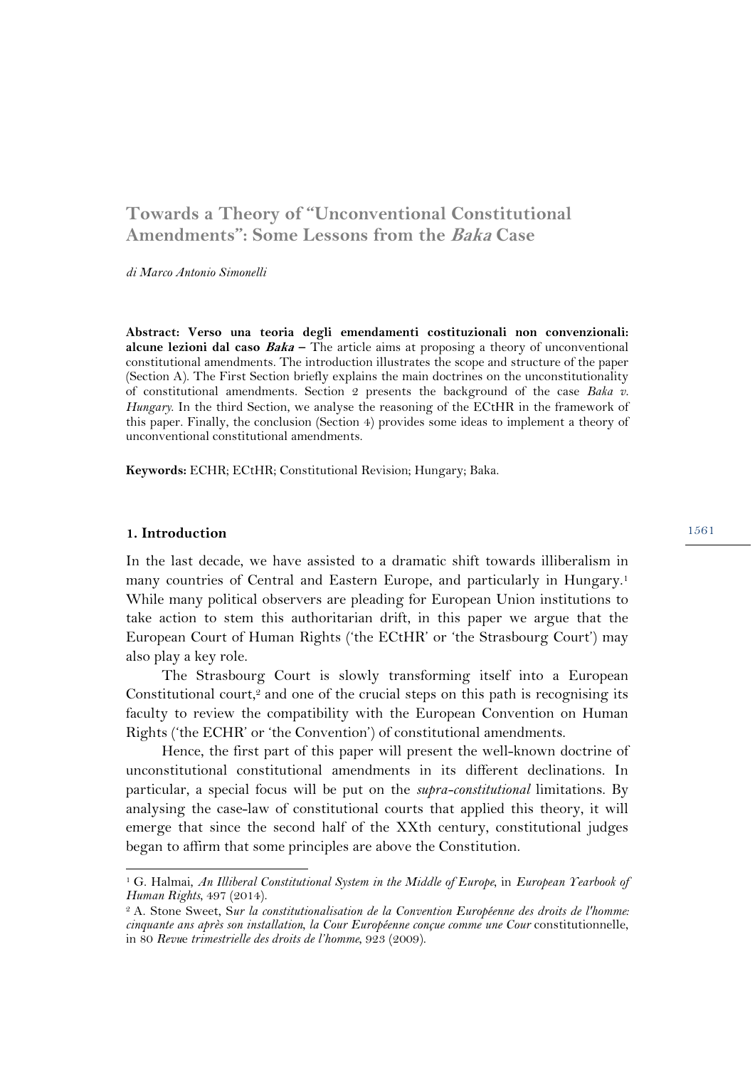# Towards a Theory of "Unconventional Constitutional Amendments": Some Lessons from the *Baka* Case

*di Marco Antonio Simonelli*

**Abstract: Verso una teoria degli emendamenti costituzionali non convenzionali: alcune lezioni dal caso *Baka* –** The article aims at proposing a theory of unconventional constitutional amendments. The introduction illustrates the scope and structure of the paper (Section A). The First Section briefly explains the main doctrines on the unconstitutionality of constitutional amendments. Section 2 presents the background of the case *Baka v. Hungary*. In the third Section, we analyse the reasoning of the ECtHR in the framework of this paper. Finally, the conclusion (Section 4) provides some ideas to implement a theory of unconventional constitutional amendments.

**Keywords:** ECHR; ECtHR; Constitutional Revision; Hungary; Baka.

## 1. Introduction

In the last decade, we have assisted to a dramatic shift towards illiberalism in many countries of Central and Eastern Europe, and particularly in Hungary.[1] While many political observers are pleading for European Union institutions to take action to stem this authoritarian drift, in this paper we argue that the European Court of Human Rights ('the ECtHR' or 'the Strasbourg Court') may also play a key role.

The Strasbourg Court is slowly transforming itself into a European Constitutional court,[2] and one of the crucial steps on this path is recognising its faculty to review the compatibility with the European Convention on Human Rights ('the ECHR' or 'the Convention') of constitutional amendments.

Hence, the first part of this paper will present the well-known doctrine of unconstitutional constitutional amendments in its different declinations. In particular, a special focus will be put on the *supra-constitutional* limitations. By analysing the case-law of constitutional courts that applied this theory, it will emerge that since the second half of the XXth century, constitutional judges began to affirm that some principles are above the Constitution.

---

[1] G. Halmai, *An Illiberal Constitutional System in the Middle of Europe*, in *European Yearbook of Human Rights*, 497 (2014).

[2] A. Stone Sweet, *Sur la constitutionalisation de la Convention Européenne des droits de l'homme: cinquante ans après son installation, la Cour Européenne conçue comme une Cour* constitutionnelle, in 80 *Revue trimestrielle des droits de l'homme*, 923 (2009).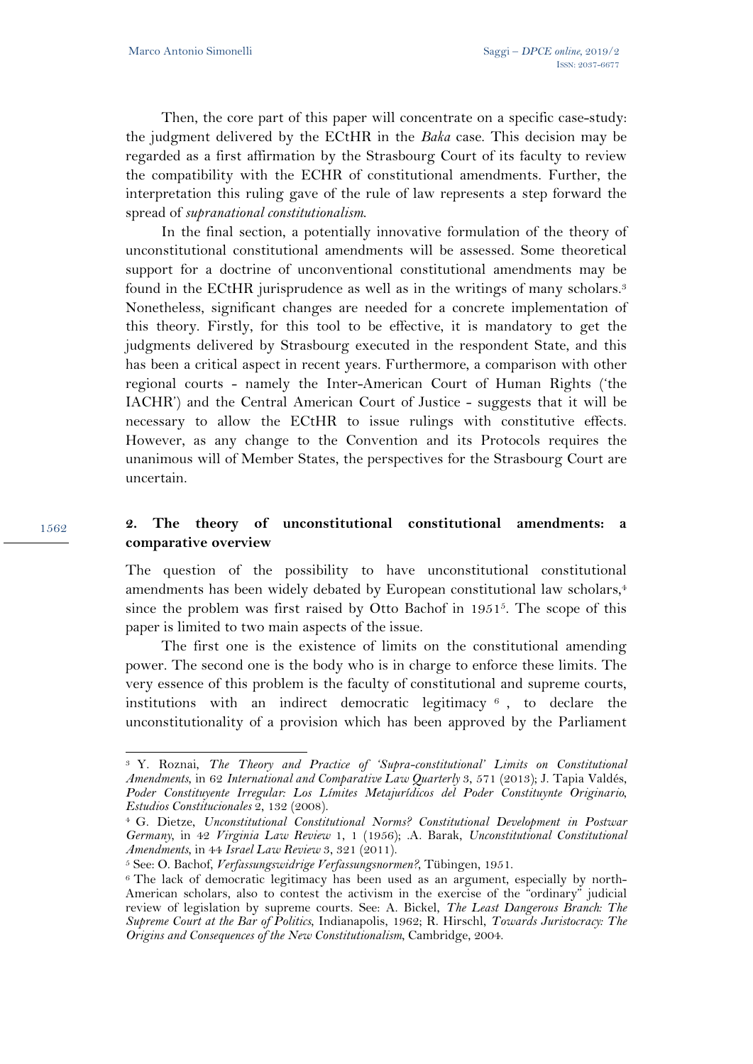Then, the core part of this paper will concentrate on a specific case-study: the judgment delivered by the ECtHR in the *Baka* case. This decision may be regarded as a first affirmation by the Strasbourg Court of its faculty to review the compatibility with the ECHR of constitutional amendments. Further, the interpretation this ruling gave of the rule of law represents a step forward the spread of *supranational constitutionalism*.

In the final section, a potentially innovative formulation of the theory of unconstitutional constitutional amendments will be assessed. Some theoretical support for a doctrine of unconventional constitutional amendments may be found in the ECtHR jurisprudence as well as in the writings of many scholars.[3] Nonetheless, significant changes are needed for a concrete implementation of this theory. Firstly, for this tool to be effective, it is mandatory to get the judgments delivered by Strasbourg executed in the respondent State, and this has been a critical aspect in recent years. Furthermore, a comparison with other regional courts - namely the Inter-American Court of Human Rights ('the IACHR') and the Central American Court of Justice - suggests that it will be necessary to allow the ECtHR to issue rulings with constitutive effects. However, as any change to the Convention and its Protocols requires the unanimous will of Member States, the perspectives for the Strasbourg Court are uncertain.

## 2. The theory of unconstitutional constitutional amendments: a comparative overview

The question of the possibility to have unconstitutional constitutional amendments has been widely debated by European constitutional law scholars,[4] since the problem was first raised by Otto Bachof in 1951[5]. The scope of this paper is limited to two main aspects of the issue.

The first one is the existence of limits on the constitutional amending power. The second one is the body who is in charge to enforce these limits. The very essence of this problem is the faculty of constitutional and supreme courts, institutions with an indirect democratic legitimacy [6], to declare the unconstitutionality of a provision which has been approved by the Parliament

---

[3] Y. Roznai, *The Theory and Practice of 'Supra-constitutional' Limits on Constitutional Amendments*, in 62 *International and Comparative Law Quarterly* 3, 571 (2013); J. Tapia Valdés, *Poder Constituyente Irregular: Los Límites Metajurídicos del Poder Constituynte Originario*, *Estudios Constitucionales* 2, 132 (2008).

[4] G. Dietze, *Unconstitutional Constitutional Norms? Constitutional Development in Postwar Germany*, in 42 *Virginia Law Review* 1, 1 (1956); .A. Barak, *Unconstitutional Constitutional Amendments*, in 44 *Israel Law Review* 3, 321 (2011).

[5] See: O. Bachof, *Verfassungswidrige Verfassungsnormen?*, Tübingen, 1951.

[6] The lack of democratic legitimacy has been used as an argument, especially by north-American scholars, also to contest the activism in the exercise of the "ordinary" judicial review of legislation by supreme courts. See: A. Bickel, *The Least Dangerous Branch: The Supreme Court at the Bar of Politics*, Indianapolis, 1962; R. Hirschl, *Towards Juristocracy: The Origins and Consequences of the New Constitutionalism*, Cambridge, 2004.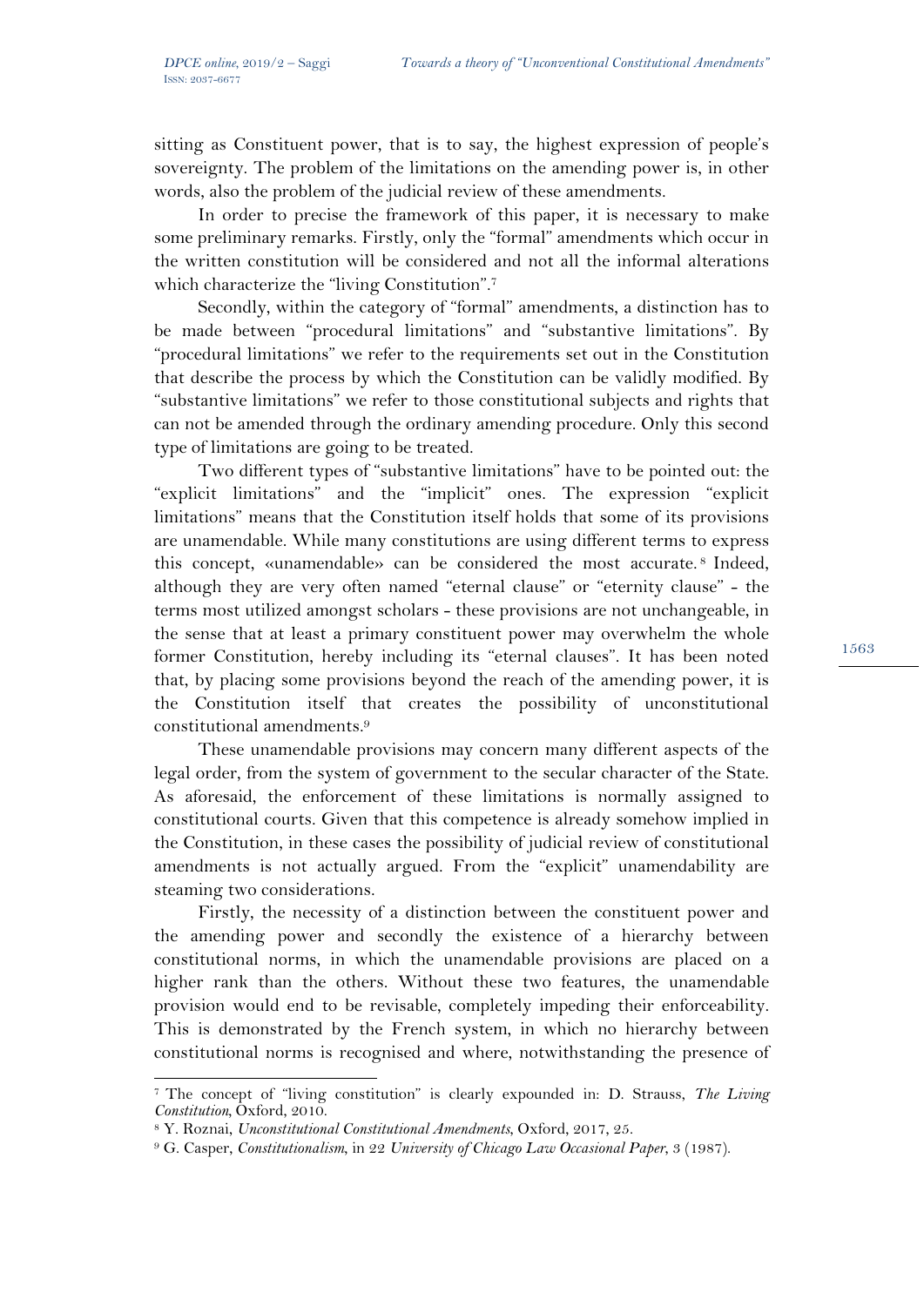sitting as Constituent power, that is to say, the highest expression of people's sovereignty. The problem of the limitations on the amending power is, in other words, also the problem of the judicial review of these amendments.

In order to precise the framework of this paper, it is necessary to make some preliminary remarks. Firstly, only the "formal" amendments which occur in the written constitution will be considered and not all the informal alterations which characterize the "living Constitution".[7]

Secondly, within the category of "formal" amendments, a distinction has to be made between "procedural limitations" and "substantive limitations". By "procedural limitations" we refer to the requirements set out in the Constitution that describe the process by which the Constitution can be validly modified. By "substantive limitations" we refer to those constitutional subjects and rights that can not be amended through the ordinary amending procedure. Only this second type of limitations are going to be treated.

Two different types of "substantive limitations" have to be pointed out: the "explicit limitations" and the "implicit" ones. The expression "explicit limitations" means that the Constitution itself holds that some of its provisions are unamendable. While many constitutions are using different terms to express this concept, «unamendable» can be considered the most accurate.[8] Indeed, although they are very often named "eternal clause" or "eternity clause" - the terms most utilized amongst scholars - these provisions are not unchangeable, in the sense that at least a primary constituent power may overwhelm the whole former Constitution, hereby including its "eternal clauses". It has been noted that, by placing some provisions beyond the reach of the amending power, it is the Constitution itself that creates the possibility of unconstitutional constitutional amendments.[9]

These unamendable provisions may concern many different aspects of the legal order, from the system of government to the secular character of the State. As aforesaid, the enforcement of these limitations is normally assigned to constitutional courts. Given that this competence is already somehow implied in the Constitution, in these cases the possibility of judicial review of constitutional amendments is not actually argued. From the "explicit" unamendability are steaming two considerations.

Firstly, the necessity of a distinction between the constituent power and the amending power and secondly the existence of a hierarchy between constitutional norms, in which the unamendable provisions are placed on a higher rank than the others. Without these two features, the unamendable provision would end to be revisable, completely impeding their enforceability. This is demonstrated by the French system, in which no hierarchy between constitutional norms is recognised and where, notwithstanding the presence of

---

[7] The concept of "living constitution" is clearly expounded in: D. Strauss, *The Living Constitution*, Oxford, 2010.

[8] Y. Roznai, *Unconstitutional Constitutional Amendments*, Oxford, 2017, 25.

[9] G. Casper, *Constitutionalism*, in 22 *University of Chicago Law Occasional Paper*, 3 (1987).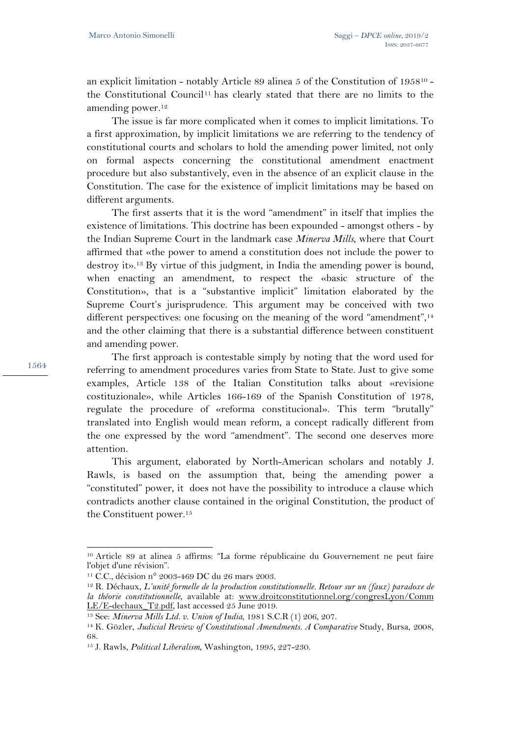an explicit limitation - notably Article 89 alinea 5 of the Constitution of 1958[10] - the Constitutional Council[11] has clearly stated that there are no limits to the amending power.[12]

The issue is far more complicated when it comes to implicit limitations. To a first approximation, by implicit limitations we are referring to the tendency of constitutional courts and scholars to hold the amending power limited, not only on formal aspects concerning the constitutional amendment enactment procedure but also substantively, even in the absence of an explicit clause in the Constitution. The case for the existence of implicit limitations may be based on different arguments.

The first asserts that it is the word "amendment" in itself that implies the existence of limitations. This doctrine has been expounded - amongst others - by the Indian Supreme Court in the landmark case *Minerva Mills*, where that Court affirmed that «the power to amend a constitution does not include the power to destroy it».[13] By virtue of this judgment, in India the amending power is bound, when enacting an amendment, to respect the «basic structure of the Constitution», that is a "substantive implicit" limitation elaborated by the Supreme Court's jurisprudence. This argument may be conceived with two different perspectives: one focusing on the meaning of the word "amendment",[14] and the other claiming that there is a substantial difference between constituent and amending power.

The first approach is contestable simply by noting that the word used for referring to amendment procedures varies from State to State. Just to give some examples, Article 138 of the Italian Constitution talks about «revisione costituzionale», while Articles 166-169 of the Spanish Constitution of 1978, regulate the procedure of «reforma constitucional». This term "brutally" translated into English would mean reform, a concept radically different from the one expressed by the word "amendment". The second one deserves more attention.

This argument, elaborated by North-American scholars and notably J. Rawls, is based on the assumption that, being the amending power a "constituted" power, it does not have the possibility to introduce a clause which contradicts another clause contained in the original Constitution, the product of the Constituent power.[15]

---

[10] Article 89 at alinea 5 affirms: "La forme républicaine du Gouvernement ne peut faire l'objet d'une révision".

[11] C.C., décision n° 2003-469 DC du 26 mars 2003.

[12] R. Déchaux, *L'unité formelle de la production constitutionnelle. Retour sur un (faux) paradoxe de la théorie constitutionnelle*, available at: www.droitconstitutionnel.org/congresLyon/CommLE/E-dechaux_T2.pdf, last accessed 25 June 2019.

[13] See: *Minerva Mills Ltd. v. Union of India*, 1981 S.C.R (1) 206, 207.

[14] K. Gözler, *Judicial Review of Constitutional Amendments. A Comparative* Study, Bursa, 2008, 68.

[15] J. Rawls, *Political Liberalism*, Washington, 1995, 227-230.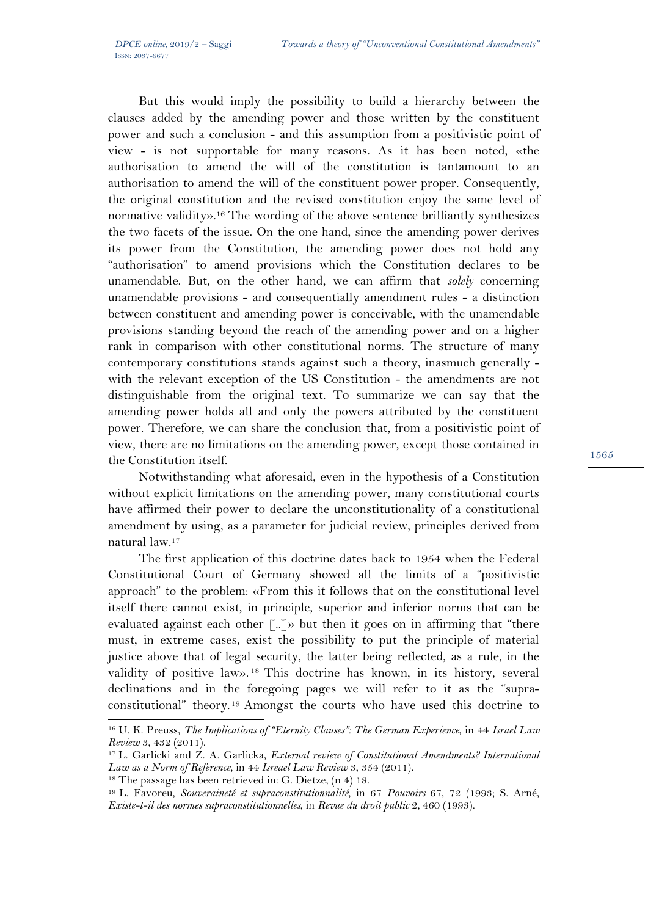But this would imply the possibility to build a hierarchy between the clauses added by the amending power and those written by the constituent power and such a conclusion - and this assumption from a positivistic point of view - is not supportable for many reasons. As it has been noted, «the authorisation to amend the will of the constitution is tantamount to an authorisation to amend the will of the constituent power proper. Consequently, the original constitution and the revised constitution enjoy the same level of normative validity».[16] The wording of the above sentence brilliantly synthesizes the two facets of the issue. On the one hand, since the amending power derives its power from the Constitution, the amending power does not hold any "authorisation" to amend provisions which the Constitution declares to be unamendable. But, on the other hand, we can affirm that *solely* concerning unamendable provisions - and consequentially amendment rules - a distinction between constituent and amending power is conceivable, with the unamendable provisions standing beyond the reach of the amending power and on a higher rank in comparison with other constitutional norms. The structure of many contemporary constitutions stands against such a theory, inasmuch generally - with the relevant exception of the US Constitution - the amendments are not distinguishable from the original text. To summarize we can say that the amending power holds all and only the powers attributed by the constituent power. Therefore, we can share the conclusion that, from a positivistic point of view, there are no limitations on the amending power, except those contained in the Constitution itself.

Notwithstanding what aforesaid, even in the hypothesis of a Constitution without explicit limitations on the amending power, many constitutional courts have affirmed their power to declare the unconstitutionality of a constitutional amendment by using, as a parameter for judicial review, principles derived from natural law.[17]

The first application of this doctrine dates back to 1954 when the Federal Constitutional Court of Germany showed all the limits of a "positivistic approach" to the problem: «From this it follows that on the constitutional level itself there cannot exist, in principle, superior and inferior norms that can be evaluated against each other [..]» but then it goes on in affirming that "there must, in extreme cases, exist the possibility to put the principle of material justice above that of legal security, the latter being reflected, as a rule, in the validity of positive law».[18] This doctrine has known, in its history, several declinations and in the foregoing pages we will refer to it as the "supra-constitutional" theory.[19] Amongst the courts who have used this doctrine to

---

[16] U. K. Preuss, *The Implications of "Eternity Clauses": The German Experience*, in 44 *Israel Law Review* 3, 432 (2011).

[17] L. Garlicki and Z. A. Garlicka, *External review of Constitutional Amendments? International Law as a Norm of Reference*, in 44 *Isreael Law Review* 3, 354 (2011).

[18] The passage has been retrieved in: G. Dietze, (n 4) 18.

[19] L. Favoreu, *Souveraineté et supraconstitutionnalité*, in 67 *Pouvoirs* 67, 72 (1993; S. Arné, *Existe-t-il des normes supraconstitutionnelles*, in *Revue du droit public* 2, 460 (1993).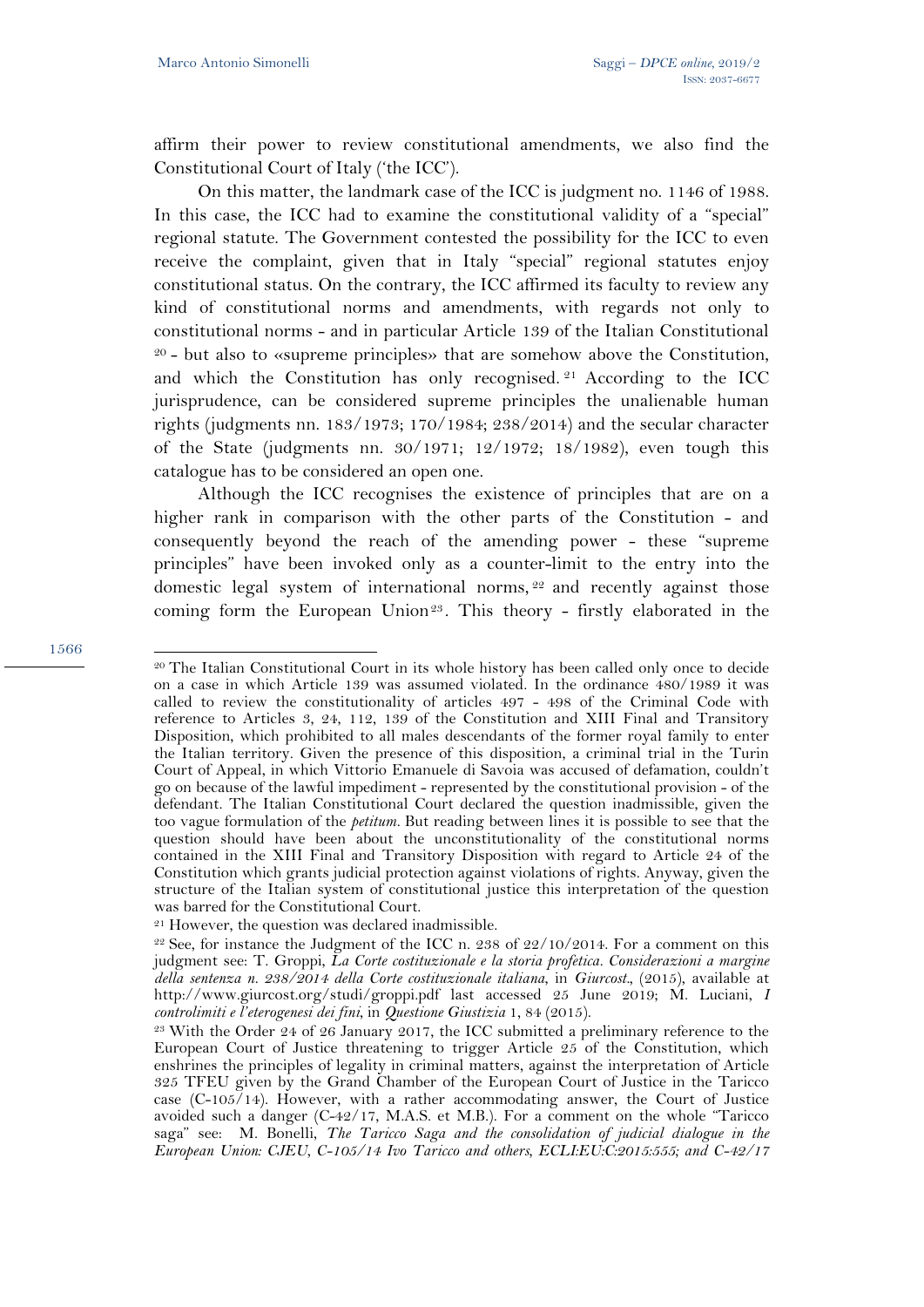affirm their power to review constitutional amendments, we also find the Constitutional Court of Italy ('the ICC').

On this matter, the landmark case of the ICC is judgment no. 1146 of 1988. In this case, the ICC had to examine the constitutional validity of a "special" regional statute. The Government contested the possibility for the ICC to even receive the complaint, given that in Italy "special" regional statutes enjoy constitutional status. On the contrary, the ICC affirmed its faculty to review any kind of constitutional norms and amendments, with regards not only to constitutional norms - and in particular Article 139 of the Italian Constitutional [20] - but also to «supreme principles» that are somehow above the Constitution, and which the Constitution has only recognised. [21] According to the ICC jurisprudence, can be considered supreme principles the unalienable human rights (judgments nn. 183/1973; 170/1984; 238/2014) and the secular character of the State (judgments nn. 30/1971; 12/1972; 18/1982), even tough this catalogue has to be considered an open one.

Although the ICC recognises the existence of principles that are on a higher rank in comparison with the other parts of the Constitution - and consequently beyond the reach of the amending power - these "supreme principles" have been invoked only as a counter-limit to the entry into the domestic legal system of international norms, [22] and recently against those coming form the European Union[23]. This theory - firstly elaborated in the

---

[20] The Italian Constitutional Court in its whole history has been called only once to decide on a case in which Article 139 was assumed violated. In the ordinance 480/1989 it was called to review the constitutionality of articles 497 - 498 of the Criminal Code with reference to Articles 3, 24, 112, 139 of the Constitution and XIII Final and Transitory Disposition, which prohibited to all males descendants of the former royal family to enter the Italian territory. Given the presence of this disposition, a criminal trial in the Turin Court of Appeal, in which Vittorio Emanuele di Savoia was accused of defamation, couldn't go on because of the lawful impediment - represented by the constitutional provision - of the defendant. The Italian Constitutional Court declared the question inadmissible, given the too vague formulation of the *petitum*. But reading between lines it is possible to see that the question should have been about the unconstitutionality of the constitutional norms contained in the XIII Final and Transitory Disposition with regard to Article 24 of the Constitution which grants judicial protection against violations of rights. Anyway, given the structure of the Italian system of constitutional justice this interpretation of the question was barred for the Constitutional Court.

[21] However, the question was declared inadmissible.

[22] See, for instance the Judgment of the ICC n. 238 of 22/10/2014. For a comment on this judgment see: T. Groppi, *La Corte costituzionale e la storia profetica. Considerazioni a margine della sentenza n. 238/2014 della Corte costituzionale italiana*, in *Giurcost.*, (2015), available at http://www.giurcost.org/studi/groppi.pdf last accessed 25 June 2019; M. Luciani, *I controlimiti e l'eterogenesi dei fini*, in *Questione Giustizia* 1, 84 (2015).

[23] With the Order 24 of 26 January 2017, the ICC submitted a preliminary reference to the European Court of Justice threatening to trigger Article 25 of the Constitution, which enshrines the principles of legality in criminal matters, against the interpretation of Article 325 TFEU given by the Grand Chamber of the European Court of Justice in the Taricco case (C-105/14). However, with a rather accommodating answer, the Court of Justice avoided such a danger (C-42/17, M.A.S. et M.B.). For a comment on the whole "Taricco saga" see: M. Bonelli, *The Taricco Saga and the consolidation of judicial dialogue in the European Union: CJEU, C-105/14 Ivo Taricco and others, ECLI:EU:C:2015:555; and C-42/17*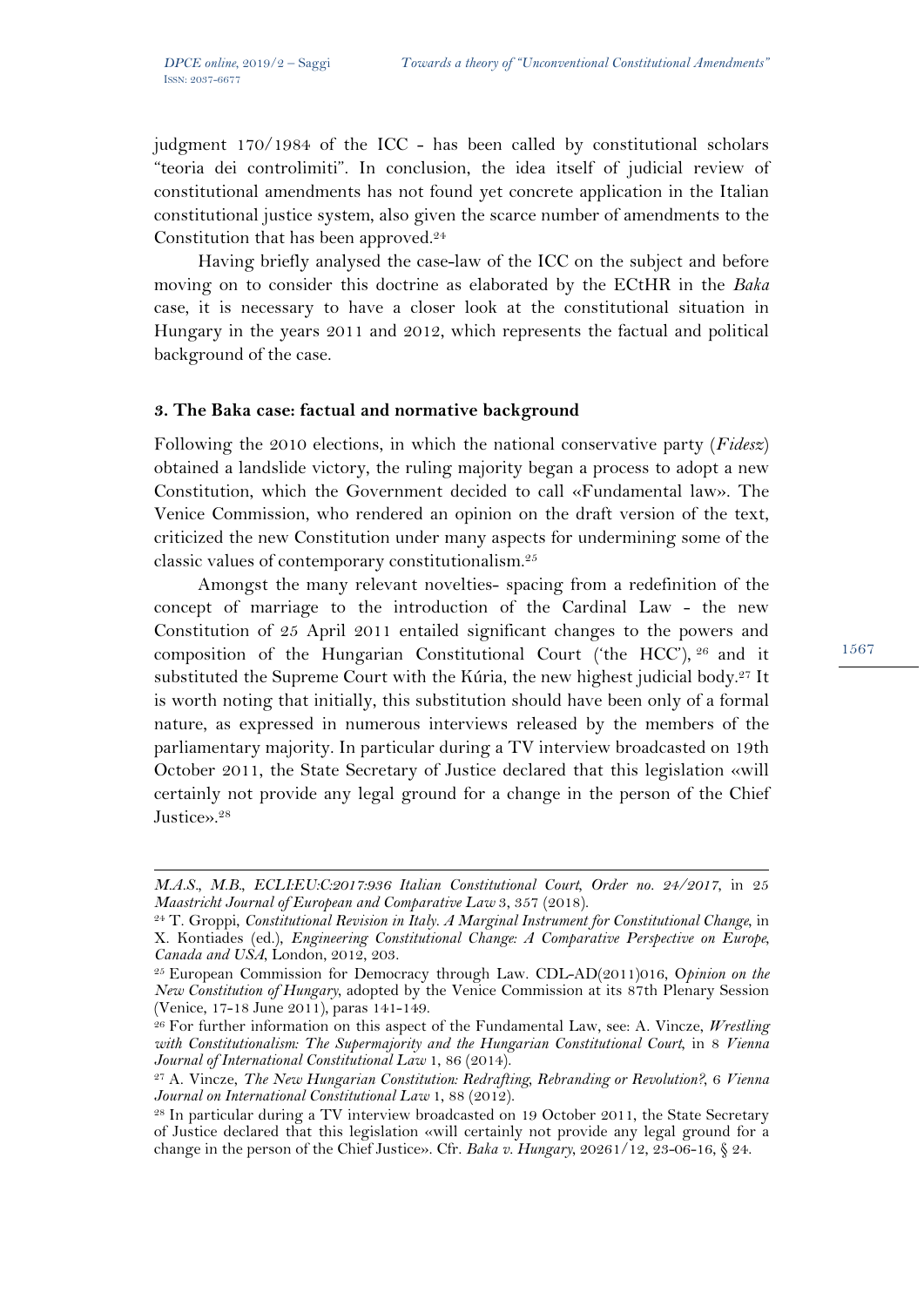judgment 170/1984 of the ICC - has been called by constitutional scholars "teoria dei controlimiti". In conclusion, the idea itself of judicial review of constitutional amendments has not found yet concrete application in the Italian constitutional justice system, also given the scarce number of amendments to the Constitution that has been approved.[24]

Having briefly analysed the case-law of the ICC on the subject and before moving on to consider this doctrine as elaborated by the ECtHR in the *Baka* case, it is necessary to have a closer look at the constitutional situation in Hungary in the years 2011 and 2012, which represents the factual and political background of the case.

### 3. The Baka case: factual and normative background

Following the 2010 elections, in which the national conservative party (*Fidesz*) obtained a landslide victory, the ruling majority began a process to adopt a new Constitution, which the Government decided to call «Fundamental law». The Venice Commission, who rendered an opinion on the draft version of the text, criticized the new Constitution under many aspects for undermining some of the classic values of contemporary constitutionalism.[25]

Amongst the many relevant novelties- spacing from a redefinition of the concept of marriage to the introduction of the Cardinal Law - the new Constitution of 25 April 2011 entailed significant changes to the powers and composition of the Hungarian Constitutional Court ('the HCC'), [26] and it substituted the Supreme Court with the Kúria, the new highest judicial body.[27] It is worth noting that initially, this substitution should have been only of a formal nature, as expressed in numerous interviews released by the members of the parliamentary majority. In particular during a TV interview broadcasted on 19th October 2011, the State Secretary of Justice declared that this legislation «will certainly not provide any legal ground for a change in the person of the Chief Justice».[28]

---

*M.A.S., M.B., ECLI:EU:C:2017:936 Italian Constitutional Court, Order no. 24/2017*, in 25 *Maastricht Journal of European and Comparative Law* 3, 357 (2018).

[24] T. Groppi, *Constitutional Revision in Italy. A Marginal Instrument for Constitutional Change*, in X. Kontiades (ed.), *Engineering Constitutional Change: A Comparative Perspective on Europe, Canada and USA*, London, 2012, 203.

[25] European Commission for Democracy through Law. CDL-AD(2011)016, O*pinion on the New Constitution of Hungary*, adopted by the Venice Commission at its 87th Plenary Session (Venice, 17-18 June 2011), paras 141-149.

[26] For further information on this aspect of the Fundamental Law, see: A. Vincze, *Wrestling with Constitutionalism: The Supermajority and the Hungarian Constitutional Court*, in 8 *Vienna Journal of International Constitutional Law* 1, 86 (2014).

[27] A. Vincze, *The New Hungarian Constitution: Redrafting, Rebranding or Revolution?*, 6 *Vienna Journal on International Constitutional Law* 1, 88 (2012).

[28] In particular during a TV interview broadcasted on 19 October 2011, the State Secretary of Justice declared that this legislation «will certainly not provide any legal ground for a change in the person of the Chief Justice». Cfr. *Baka v. Hungary*, 20261/12, 23-06-16, § 24.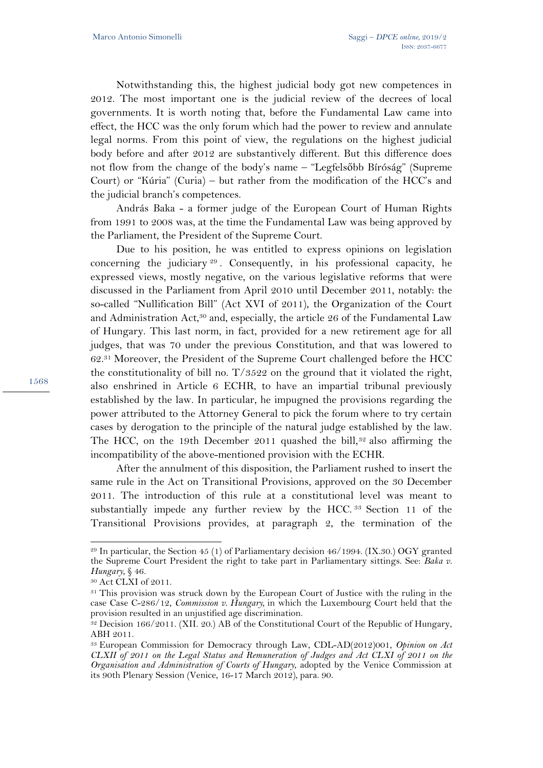Notwithstanding this, the highest judicial body got new competences in 2012. The most important one is the judicial review of the decrees of local governments. It is worth noting that, before the Fundamental Law came into effect, the HCC was the only forum which had the power to review and annulate legal norms. From this point of view, the regulations on the highest judicial body before and after 2012 are substantively different. But this difference does not flow from the change of the body's name – "Legfelsőbb Bíróság" (Supreme Court) or "Kúria" (Curia) – but rather from the modification of the HCC's and the judicial branch's competences.

András Baka - a former judge of the European Court of Human Rights from 1991 to 2008 was, at the time the Fundamental Law was being approved by the Parliament, the President of the Supreme Court.

Due to his position, he was entitled to express opinions on legislation concerning the judiciary[29]. Consequently, in his professional capacity, he expressed views, mostly negative, on the various legislative reforms that were discussed in the Parliament from April 2010 until December 2011, notably: the so-called "Nullification Bill" (Act XVI of 2011), the Organization of the Court and Administration Act,[30] and, especially, the article 26 of the Fundamental Law of Hungary. This last norm, in fact, provided for a new retirement age for all judges, that was 70 under the previous Constitution, and that was lowered to 62.[31] Moreover, the President of the Supreme Court challenged before the HCC the constitutionality of bill no. T/3522 on the ground that it violated the right, also enshrined in Article 6 ECHR, to have an impartial tribunal previously established by the law. In particular, he impugned the provisions regarding the power attributed to the Attorney General to pick the forum where to try certain cases by derogation to the principle of the natural judge established by the law. The HCC, on the 19th December 2011 quashed the bill,[32] also affirming the incompatibility of the above-mentioned provision with the ECHR.

After the annulment of this disposition, the Parliament rushed to insert the same rule in the Act on Transitional Provisions, approved on the 30 December 2011. The introduction of this rule at a constitutional level was meant to substantially impede any further review by the HCC.[33] Section 11 of the Transitional Provisions provides, at paragraph 2, the termination of the

---

[29] In particular, the Section 45 (1) of Parliamentary decision 46/1994. (IX.30.) OGY granted the Supreme Court President the right to take part in Parliamentary sittings. See: *Baka v. Hungary*, § 46.

[30] Act CLXI of 2011.

[31] This provision was struck down by the European Court of Justice with the ruling in the case Case C-286/12, *Commission v. Hungary*, in which the Luxembourg Court held that the provision resulted in an unjustified age discrimination.

[32] Decision 166/2011. (XII. 20.) AB of the Constitutional Court of the Republic of Hungary, ABH 2011.

[33] European Commission for Democracy through Law, CDL-AD(2012)001, *Opinion on Act CLXII of 2011 on the Legal Status and Remuneration of Judges and Act CLXI of 2011 on the Organisation and Administration of Courts of Hungary*, adopted by the Venice Commission at its 90th Plenary Session (Venice, 16-17 March 2012), para. 90.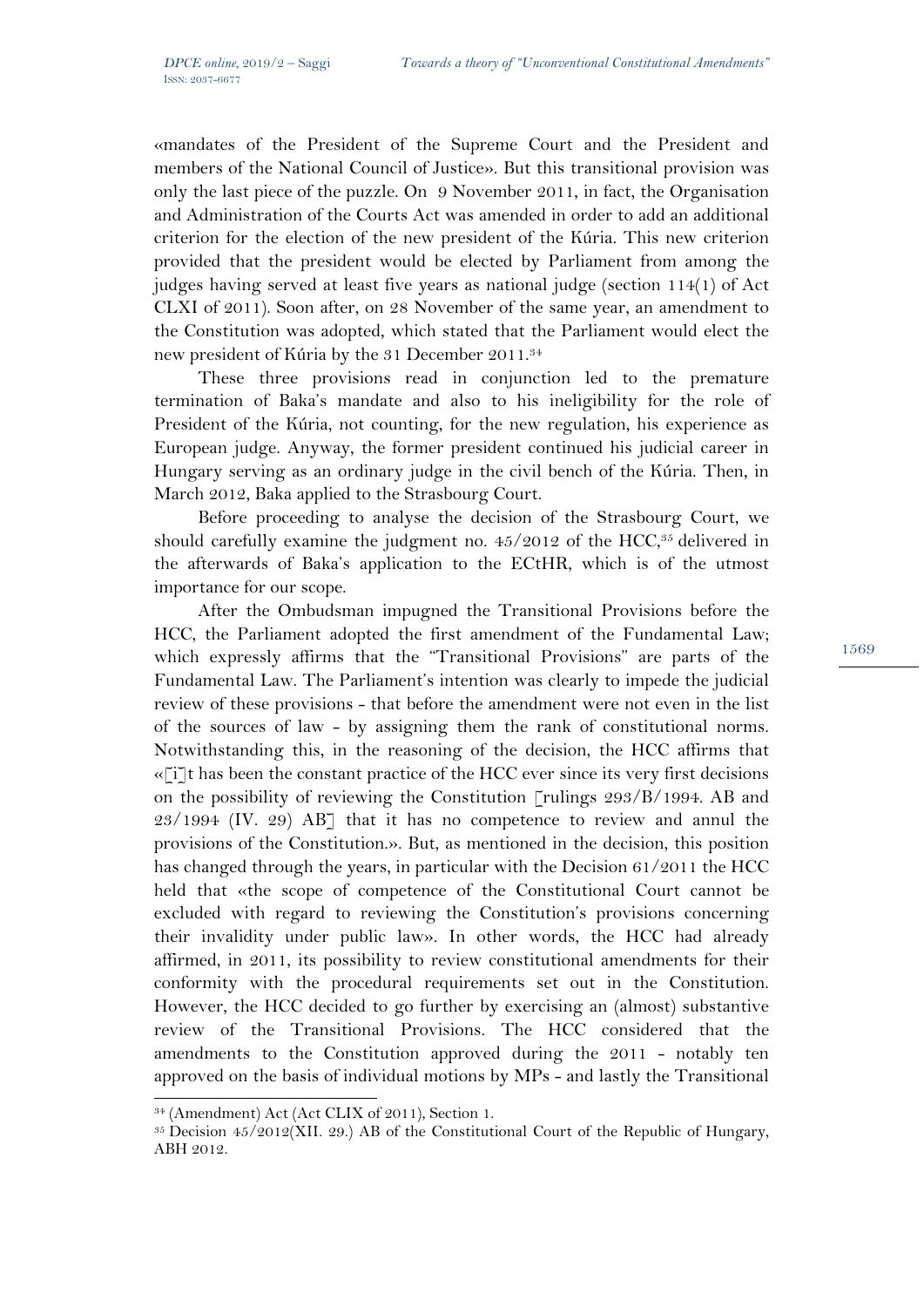«mandates of the President of the Supreme Court and the President and members of the National Council of Justice». But this transitional provision was only the last piece of the puzzle. On 9 November 2011, in fact, the Organisation and Administration of the Courts Act was amended in order to add an additional criterion for the election of the new president of the Kúria. This new criterion provided that the president would be elected by Parliament from among the judges having served at least five years as national judge (section 114(1) of Act CLXI of 2011). Soon after, on 28 November of the same year, an amendment to the Constitution was adopted, which stated that the Parliament would elect the new president of Kúria by the 31 December 2011.[34]

These three provisions read in conjunction led to the premature termination of Baka's mandate and also to his ineligibility for the role of President of the Kúria, not counting, for the new regulation, his experience as European judge. Anyway, the former president continued his judicial career in Hungary serving as an ordinary judge in the civil bench of the Kúria. Then, in March 2012, Baka applied to the Strasbourg Court.

Before proceeding to analyse the decision of the Strasbourg Court, we should carefully examine the judgment no. 45/2012 of the HCC,[35] delivered in the afterwards of Baka's application to the ECtHR, which is of the utmost importance for our scope.

After the Ombudsman impugned the Transitional Provisions before the HCC, the Parliament adopted the first amendment of the Fundamental Law; which expressly affirms that the "Transitional Provisions" are parts of the Fundamental Law. The Parliament's intention was clearly to impede the judicial review of these provisions - that before the amendment were not even in the list of the sources of law - by assigning them the rank of constitutional norms. Notwithstanding this, in the reasoning of the decision, the HCC affirms that «[i]t has been the constant practice of the HCC ever since its very first decisions on the possibility of reviewing the Constitution [rulings 293/B/1994. AB and 23/1994 (IV. 29) AB] that it has no competence to review and annul the provisions of the Constitution.». But, as mentioned in the decision, this position has changed through the years, in particular with the Decision 61/2011 the HCC held that «the scope of competence of the Constitutional Court cannot be excluded with regard to reviewing the Constitution's provisions concerning their invalidity under public law». In other words, the HCC had already affirmed, in 2011, its possibility to review constitutional amendments for their conformity with the procedural requirements set out in the Constitution. However, the HCC decided to go further by exercising an (almost) substantive review of the Transitional Provisions. The HCC considered that the amendments to the Constitution approved during the 2011 - notably ten approved on the basis of individual motions by MPs - and lastly the Transitional

---

[34] (Amendment) Act (Act CLIX of 2011), Section 1.

[35] Decision 45/2012(XII. 29.) AB of the Constitutional Court of the Republic of Hungary, ABH 2012.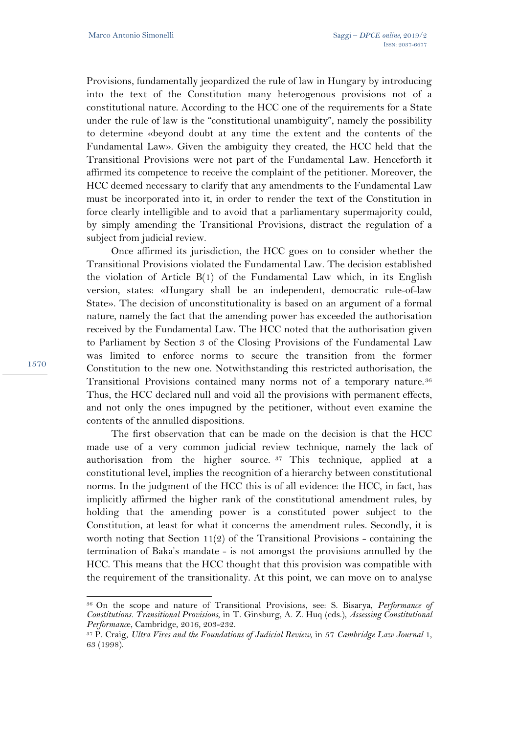Provisions, fundamentally jeopardized the rule of law in Hungary by introducing into the text of the Constitution many heterogenous provisions not of a constitutional nature. According to the HCC one of the requirements for a State under the rule of law is the "constitutional unambiguity", namely the possibility to determine «beyond doubt at any time the extent and the contents of the Fundamental Law». Given the ambiguity they created, the HCC held that the Transitional Provisions were not part of the Fundamental Law. Henceforth it affirmed its competence to receive the complaint of the petitioner. Moreover, the HCC deemed necessary to clarify that any amendments to the Fundamental Law must be incorporated into it, in order to render the text of the Constitution in force clearly intelligible and to avoid that a parliamentary supermajority could, by simply amending the Transitional Provisions, distract the regulation of a subject from judicial review.

Once affirmed its jurisdiction, the HCC goes on to consider whether the Transitional Provisions violated the Fundamental Law. The decision established the violation of Article B(1) of the Fundamental Law which, in its English version, states: «Hungary shall be an independent, democratic rule-of-law State». The decision of unconstitutionality is based on an argument of a formal nature, namely the fact that the amending power has exceeded the authorisation received by the Fundamental Law. The HCC noted that the authorisation given to Parliament by Section 3 of the Closing Provisions of the Fundamental Law was limited to enforce norms to secure the transition from the former Constitution to the new one. Notwithstanding this restricted authorisation, the Transitional Provisions contained many norms not of a temporary nature.[36] Thus, the HCC declared null and void all the provisions with permanent effects, and not only the ones impugned by the petitioner, without even examine the contents of the annulled dispositions.

The first observation that can be made on the decision is that the HCC made use of a very common judicial review technique, namely the lack of authorisation from the higher source.[37] This technique, applied at a constitutional level, implies the recognition of a hierarchy between constitutional norms. In the judgment of the HCC this is of all evidence: the HCC, in fact, has implicitly affirmed the higher rank of the constitutional amendment rules, by holding that the amending power is a constituted power subject to the Constitution, at least for what it concerns the amendment rules. Secondly, it is worth noting that Section 11(2) of the Transitional Provisions - containing the termination of Baka's mandate - is not amongst the provisions annulled by the HCC. This means that the HCC thought that this provision was compatible with the requirement of the transitionality. At this point, we can move on to analyse

---

[36] On the scope and nature of Transitional Provisions, see: S. Bisarya, *Performance of Constitutions. Transitional Provisions*, in T. Ginsburg, A. Z. Huq (eds.), *Assessing Constitutional Performance*, Cambridge, 2016, 203-232.

[37] P. Craig, *Ultra Vires and the Foundations of Judicial Review*, in 57 *Cambridge Law Journal* 1, 63 (1998).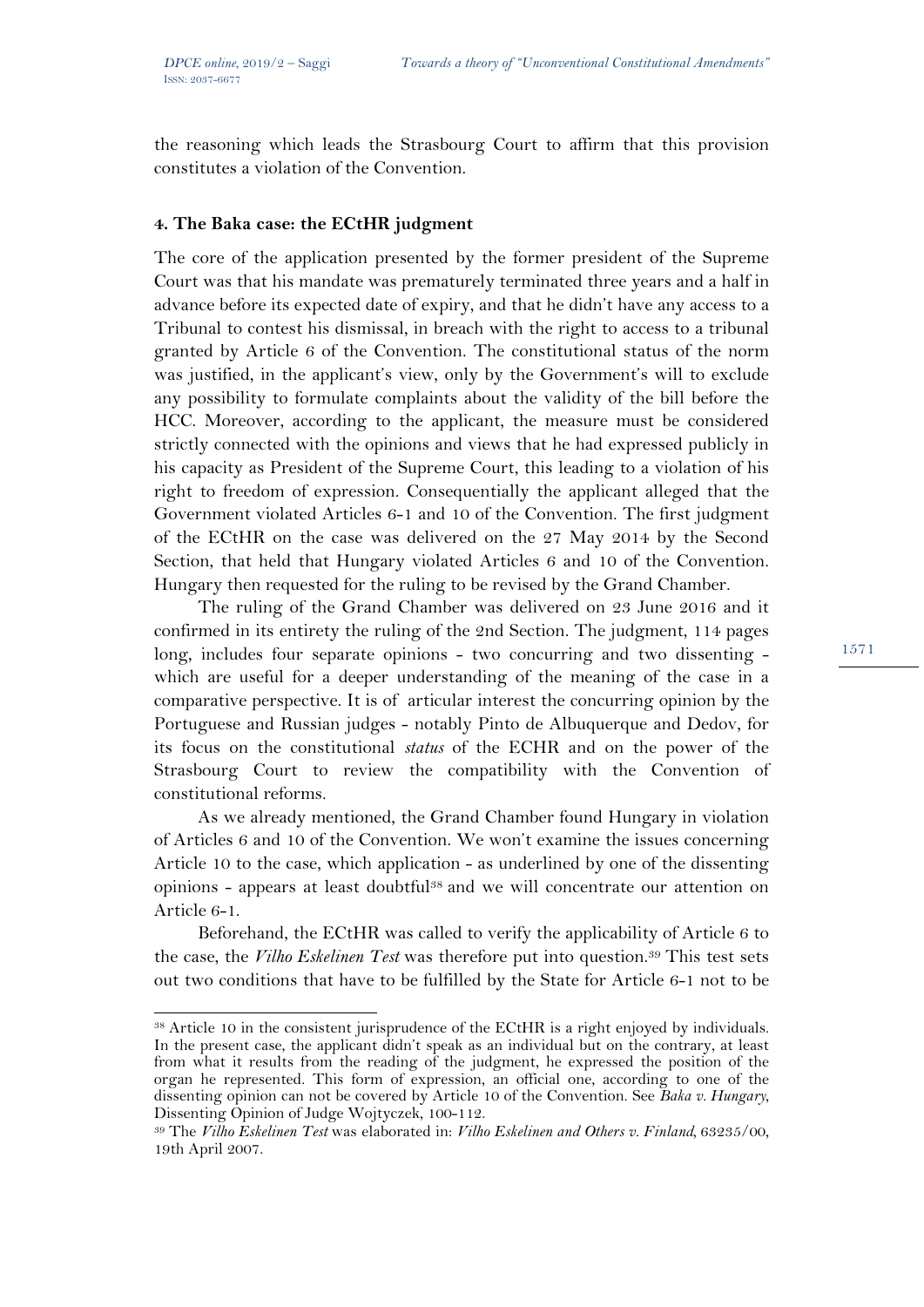the reasoning which leads the Strasbourg Court to affirm that this provision constitutes a violation of the Convention.

### 4. The Baka case: the ECtHR judgment

The core of the application presented by the former president of the Supreme Court was that his mandate was prematurely terminated three years and a half in advance before its expected date of expiry, and that he didn't have any access to a Tribunal to contest his dismissal, in breach with the right to access to a tribunal granted by Article 6 of the Convention. The constitutional status of the norm was justified, in the applicant's view, only by the Government's will to exclude any possibility to formulate complaints about the validity of the bill before the HCC. Moreover, according to the applicant, the measure must be considered strictly connected with the opinions and views that he had expressed publicly in his capacity as President of the Supreme Court, this leading to a violation of his right to freedom of expression. Consequentially the applicant alleged that the Government violated Articles 6-1 and 10 of the Convention. The first judgment of the ECtHR on the case was delivered on the 27 May 2014 by the Second Section, that held that Hungary violated Articles 6 and 10 of the Convention. Hungary then requested for the ruling to be revised by the Grand Chamber.

The ruling of the Grand Chamber was delivered on 23 June 2016 and it confirmed in its entirety the ruling of the 2nd Section. The judgment, 114 pages long, includes four separate opinions - two concurring and two dissenting - which are useful for a deeper understanding of the meaning of the case in a comparative perspective. It is of articular interest the concurring opinion by the Portuguese and Russian judges - notably Pinto de Albuquerque and Dedov, for its focus on the constitutional *status* of the ECHR and on the power of the Strasbourg Court to review the compatibility with the Convention of constitutional reforms.

As we already mentioned, the Grand Chamber found Hungary in violation of Articles 6 and 10 of the Convention. We won't examine the issues concerning Article 10 to the case, which application - as underlined by one of the dissenting opinions - appears at least doubtful[38] and we will concentrate our attention on Article 6-1.

Beforehand, the ECtHR was called to verify the applicability of Article 6 to the case, the *Vilho Eskelinen Test* was therefore put into question.[39] This test sets out two conditions that have to be fulfilled by the State for Article 6-1 not to be

---

[38] Article 10 in the consistent jurisprudence of the ECtHR is a right enjoyed by individuals. In the present case, the applicant didn't speak as an individual but on the contrary, at least from what it results from the reading of the judgment, he expressed the position of the organ he represented. This form of expression, an official one, according to one of the dissenting opinion can not be covered by Article 10 of the Convention. See *Baka v. Hungary*, Dissenting Opinion of Judge Wojtyczek, 100-112.

[39] The *Vilho Eskelinen Test* was elaborated in: *Vilho Eskelinen and Others v. Finland*, 63235/00, 19th April 2007.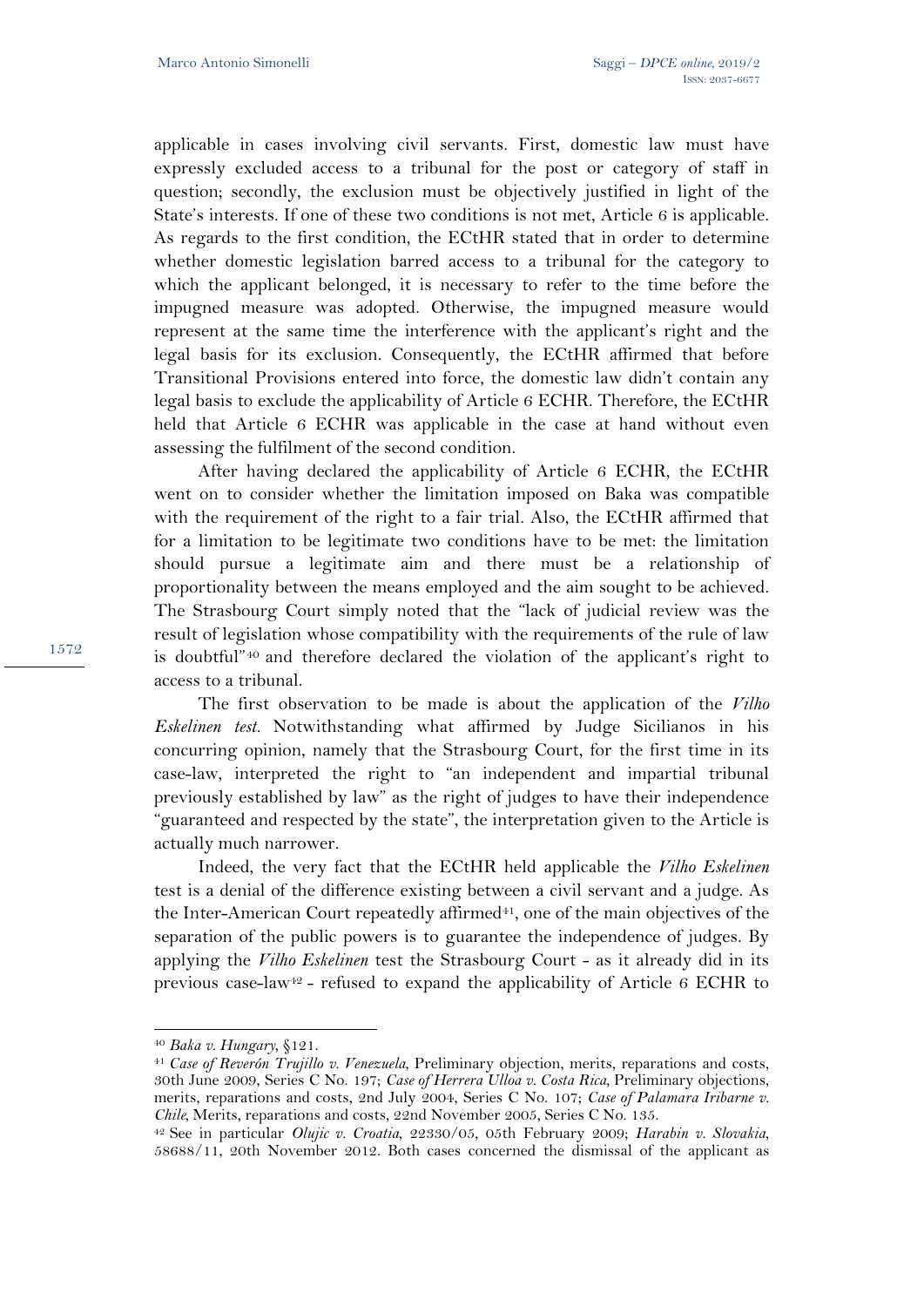applicable in cases involving civil servants. First, domestic law must have expressly excluded access to a tribunal for the post or category of staff in question; secondly, the exclusion must be objectively justified in light of the State's interests. If one of these two conditions is not met, Article 6 is applicable. As regards to the first condition, the ECtHR stated that in order to determine whether domestic legislation barred access to a tribunal for the category to which the applicant belonged, it is necessary to refer to the time before the impugned measure was adopted. Otherwise, the impugned measure would represent at the same time the interference with the applicant's right and the legal basis for its exclusion. Consequently, the ECtHR affirmed that before Transitional Provisions entered into force, the domestic law didn't contain any legal basis to exclude the applicability of Article 6 ECHR. Therefore, the ECtHR held that Article 6 ECHR was applicable in the case at hand without even assessing the fulfilment of the second condition.

After having declared the applicability of Article 6 ECHR, the ECtHR went on to consider whether the limitation imposed on Baka was compatible with the requirement of the right to a fair trial. Also, the ECtHR affirmed that for a limitation to be legitimate two conditions have to be met: the limitation should pursue a legitimate aim and there must be a relationship of proportionality between the means employed and the aim sought to be achieved. The Strasbourg Court simply noted that the "lack of judicial review was the result of legislation whose compatibility with the requirements of the rule of law is doubtful"[40] and therefore declared the violation of the applicant's right to access to a tribunal.

The first observation to be made is about the application of the *Vilho Eskelinen test*. Notwithstanding what affirmed by Judge Sicilianos in his concurring opinion, namely that the Strasbourg Court, for the first time in its case-law, interpreted the right to "an independent and impartial tribunal previously established by law" as the right of judges to have their independence "guaranteed and respected by the state", the interpretation given to the Article is actually much narrower.

Indeed, the very fact that the ECtHR held applicable the *Vilho Eskelinen* test is a denial of the difference existing between a civil servant and a judge. As the Inter-American Court repeatedly affirmed[41], one of the main objectives of the separation of the public powers is to guarantee the independence of judges. By applying the *Vilho Eskelinen* test the Strasbourg Court - as it already did in its previous case-law[42] - refused to expand the applicability of Article 6 ECHR to

---

[40] *Baka v. Hungary*, §121.

[41] *Case of Reverón Trujillo v. Venezuela*, Preliminary objection, merits, reparations and costs, 30th June 2009, Series C No. 197; *Case of Herrera Ulloa v. Costa Rica*, Preliminary objections, merits, reparations and costs, 2nd July 2004, Series C No. 107; *Case of Palamara Iribarne v. Chile*, Merits, reparations and costs, 22nd November 2005, Series C No. 135.

[42] See in particular *Olujic v. Croatia*, 22330/05, 05th February 2009; *Harabin v. Slovakia*, 58688/11, 20th November 2012. Both cases concerned the dismissal of the applicant as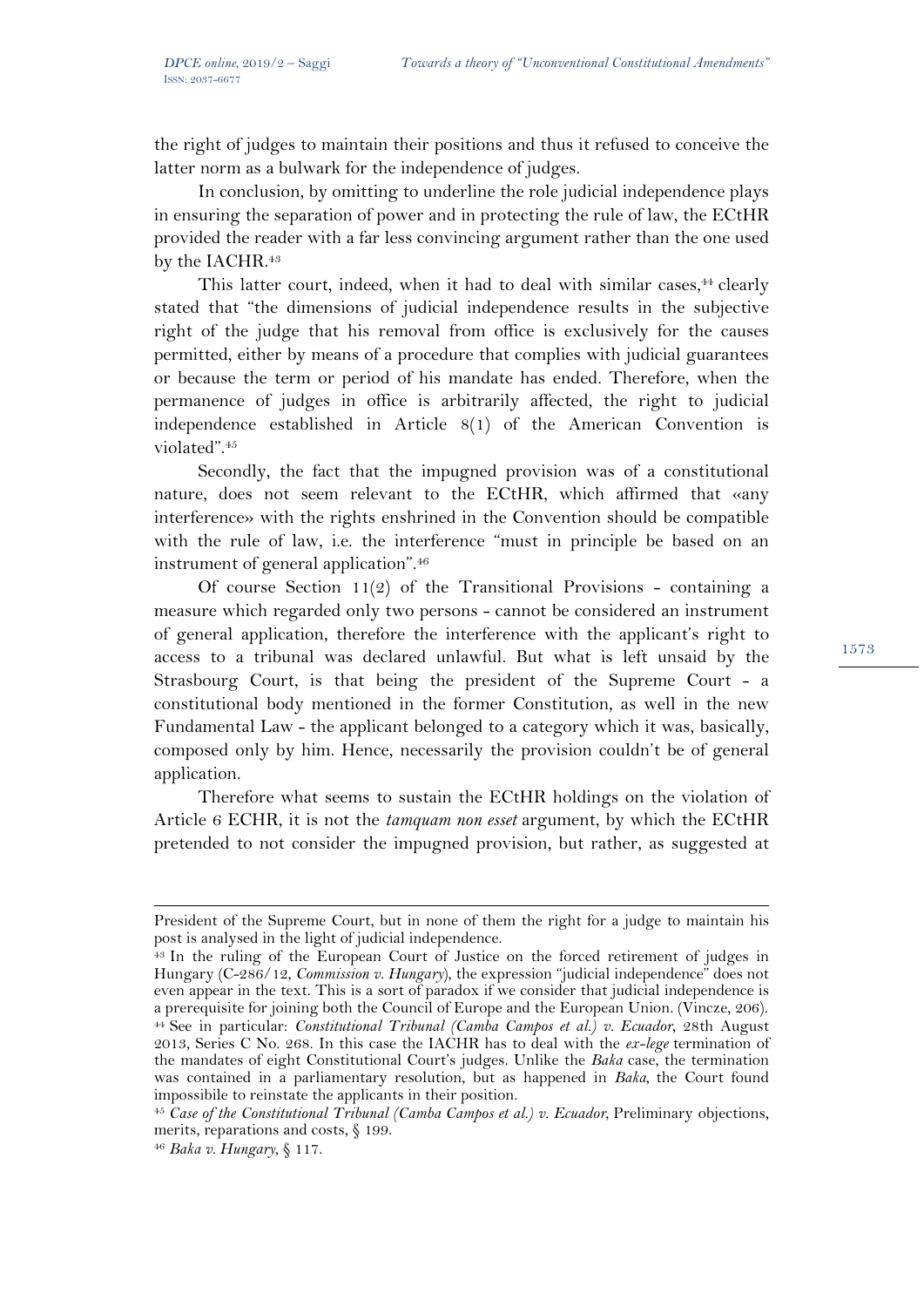the right of judges to maintain their positions and thus it refused to conceive the latter norm as a bulwark for the independence of judges.

In conclusion, by omitting to underline the role judicial independence plays in ensuring the separation of power and in protecting the rule of law, the ECtHR provided the reader with a far less convincing argument rather than the one used by the IACHR.[43]

This latter court, indeed, when it had to deal with similar cases,[44] clearly stated that "the dimensions of judicial independence results in the subjective right of the judge that his removal from office is exclusively for the causes permitted, either by means of a procedure that complies with judicial guarantees or because the term or period of his mandate has ended. Therefore, when the permanence of judges in office is arbitrarily affected, the right to judicial independence established in Article 8(1) of the American Convention is violated".[45]

Secondly, the fact that the impugned provision was of a constitutional nature, does not seem relevant to the ECtHR, which affirmed that «any interference» with the rights enshrined in the Convention should be compatible with the rule of law, i.e. the interference "must in principle be based on an instrument of general application".[46]

Of course Section 11(2) of the Transitional Provisions - containing a measure which regarded only two persons - cannot be considered an instrument of general application, therefore the interference with the applicant's right to access to a tribunal was declared unlawful. But what is left unsaid by the Strasbourg Court, is that being the president of the Supreme Court - a constitutional body mentioned in the former Constitution, as well in the new Fundamental Law - the applicant belonged to a category which it was, basically, composed only by him. Hence, necessarily the provision couldn't be of general application.

Therefore what seems to sustain the ECtHR holdings on the violation of Article 6 ECHR, it is not the *tamquam non esset* argument, by which the ECtHR pretended to not consider the impugned provision, but rather, as suggested at

---

President of the Supreme Court, but in none of them the right for a judge to maintain his post is analysed in the light of judicial independence.

[43] In the ruling of the European Court of Justice on the forced retirement of judges in Hungary (C-286/12, *Commission v. Hungary*), the expression "judicial independence" does not even appear in the text. This is a sort of paradox if we consider that judicial independence is a prerequisite for joining both the Council of Europe and the European Union. (Vincze, 206).

[44] See in particular: *Constitutional Tribunal (Camba Campos et al.) v. Ecuador*, 28th August 2013, Series C No. 268. In this case the IACHR has to deal with the *ex-lege* termination of the mandates of eight Constitutional Court's judges. Unlike the *Baka* case, the termination was contained in a parliamentary resolution, but as happened in *Baka*, the Court found impossibile to reinstate the applicants in their position.

[45] *Case of the Constitutional Tribunal (Camba Campos et al.) v. Ecuador*, Preliminary objections, merits, reparations and costs, § 199.

[46] *Baka v. Hungary*, § 117.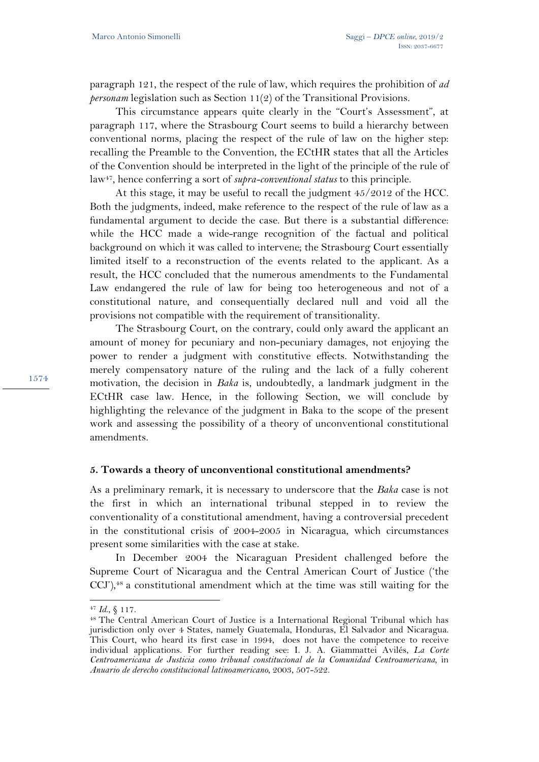paragraph 121, the respect of the rule of law, which requires the prohibition of *ad personam* legislation such as Section 11(2) of the Transitional Provisions.

This circumstance appears quite clearly in the "Court's Assessment", at paragraph 117, where the Strasbourg Court seems to build a hierarchy between conventional norms, placing the respect of the rule of law on the higher step: recalling the Preamble to the Convention, the ECtHR states that all the Articles of the Convention should be interpreted in the light of the principle of the rule of law[47], hence conferring a sort of *supra-conventional status* to this principle.

At this stage, it may be useful to recall the judgment 45/2012 of the HCC. Both the judgments, indeed, make reference to the respect of the rule of law as a fundamental argument to decide the case. But there is a substantial difference: while the HCC made a wide-range recognition of the factual and political background on which it was called to intervene; the Strasbourg Court essentially limited itself to a reconstruction of the events related to the applicant. As a result, the HCC concluded that the numerous amendments to the Fundamental Law endangered the rule of law for being too heterogeneous and not of a constitutional nature, and consequentially declared null and void all the provisions not compatible with the requirement of transitionality.

The Strasbourg Court, on the contrary, could only award the applicant an amount of money for pecuniary and non-pecuniary damages, not enjoying the power to render a judgment with constitutive effects. Notwithstanding the merely compensatory nature of the ruling and the lack of a fully coherent motivation, the decision in *Baka* is, undoubtedly, a landmark judgment in the ECtHR case law. Hence, in the following Section, we will conclude by highlighting the relevance of the judgment in Baka to the scope of the present work and assessing the possibility of a theory of unconventional constitutional amendments.

## 5. Towards a theory of unconventional constitutional amendments?

As a preliminary remark, it is necessary to underscore that the *Baka* case is not the first in which an international tribunal stepped in to review the conventionality of a constitutional amendment, having a controversial precedent in the constitutional crisis of 2004-2005 in Nicaragua, which circumstances present some similarities with the case at stake.

In December 2004 the Nicaraguan President challenged before the Supreme Court of Nicaragua and the Central American Court of Justice ('the CCJ'),[48] a constitutional amendment which at the time was still waiting for the

---

[47] *Id.*, § 117.

[48] The Central American Court of Justice is a International Regional Tribunal which has jurisdiction only over 4 States, namely Guatemala, Honduras, El Salvador and Nicaragua. This Court, who heard its first case in 1994, does not have the competence to receive individual applications. For further reading see: I. J. A. Giammattei Avilés, *La Corte Centroamericana de Justicia como tribunal constitucional de la Comunidad Centroamericana*, in *Anuario de derecho constitucional latinoamericano*, 2003, 507-522.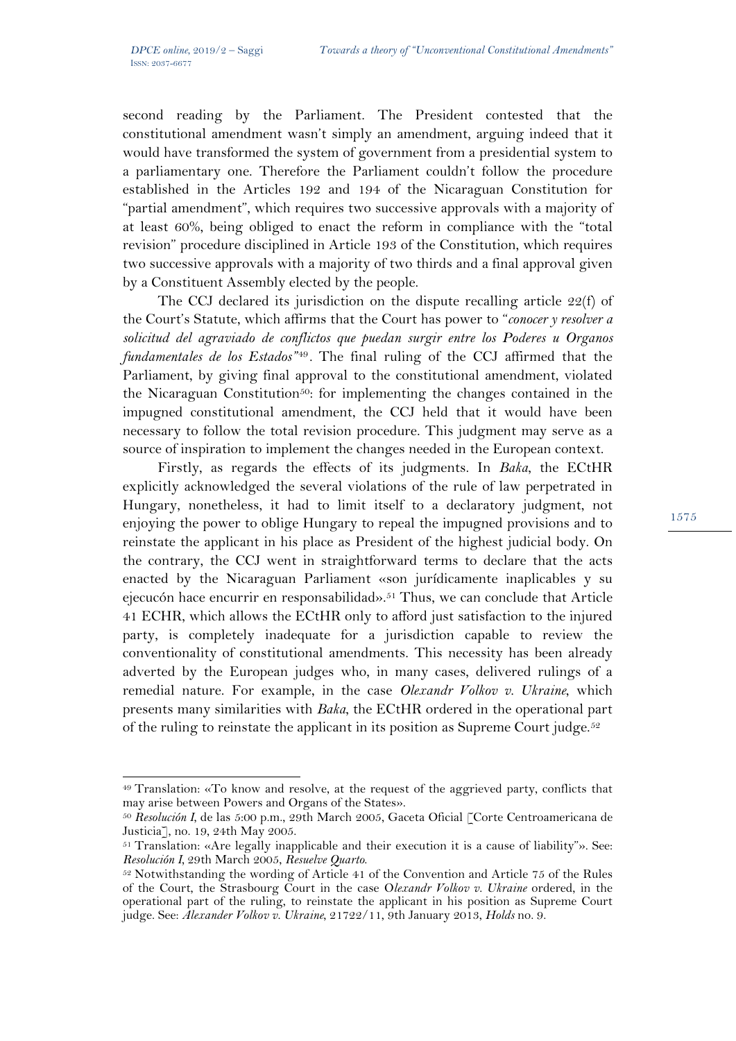second reading by the Parliament. The President contested that the constitutional amendment wasn't simply an amendment, arguing indeed that it would have transformed the system of government from a presidential system to a parliamentary one. Therefore the Parliament couldn't follow the procedure established in the Articles 192 and 194 of the Nicaraguan Constitution for "partial amendment", which requires two successive approvals with a majority of at least 60%, being obliged to enact the reform in compliance with the "total revision" procedure disciplined in Article 193 of the Constitution, which requires two successive approvals with a majority of two thirds and a final approval given by a Constituent Assembly elected by the people.

The CCJ declared its jurisdiction on the dispute recalling article 22(f) of the Court's Statute, which affirms that the Court has power to "*conocer y resolver a solicitud del agraviado de conflictos que puedan surgir entre los Poderes u Organos fundamentales de los Estados*"[49]. The final ruling of the CCJ affirmed that the Parliament, by giving final approval to the constitutional amendment, violated the Nicaraguan Constitution[50]: for implementing the changes contained in the impugned constitutional amendment, the CCJ held that it would have been necessary to follow the total revision procedure. This judgment may serve as a source of inspiration to implement the changes needed in the European context.

Firstly, as regards the effects of its judgments. In *Baka*, the ECtHR explicitly acknowledged the several violations of the rule of law perpetrated in Hungary, nonetheless, it had to limit itself to a declaratory judgment, not enjoying the power to oblige Hungary to repeal the impugned provisions and to reinstate the applicant in his place as President of the highest judicial body. On the contrary, the CCJ went in straightforward terms to declare that the acts enacted by the Nicaraguan Parliament «son jurídicamente inaplicables y su ejecucón hace encurrir en responsabilidad».[51] Thus, we can conclude that Article 41 ECHR, which allows the ECtHR only to afford just satisfaction to the injured party, is completely inadequate for a jurisdiction capable to review the conventionality of constitutional amendments. This necessity has been already adverted by the European judges who, in many cases, delivered rulings of a remedial nature. For example, in the case *Olexandr Volkov v. Ukraine*, which presents many similarities with *Baka*, the ECtHR ordered in the operational part of the ruling to reinstate the applicant in its position as Supreme Court judge.[52]

---

[49] Translation: «To know and resolve, at the request of the aggrieved party, conflicts that may arise between Powers and Organs of the States».

[50] *Resolución I*, de las 5:00 p.m., 29th March 2005, Gaceta Oficial [Corte Centroamericana de Justicia], no. 19, 24th May 2005.

[51] Translation: «Are legally inapplicable and their execution it is a cause of liability"». See: *Resolución I*, 29th March 2005, *Resuelve Quarto*.

[52] Notwithstanding the wording of Article 41 of the Convention and Article 75 of the Rules of the Court, the Strasbourg Court in the case O*lexandr Volkov v. Ukraine* ordered, in the operational part of the ruling, to reinstate the applicant in his position as Supreme Court judge. See: *Alexander Volkov v. Ukraine*, 21722/11, 9th January 2013, *Holds* no. 9.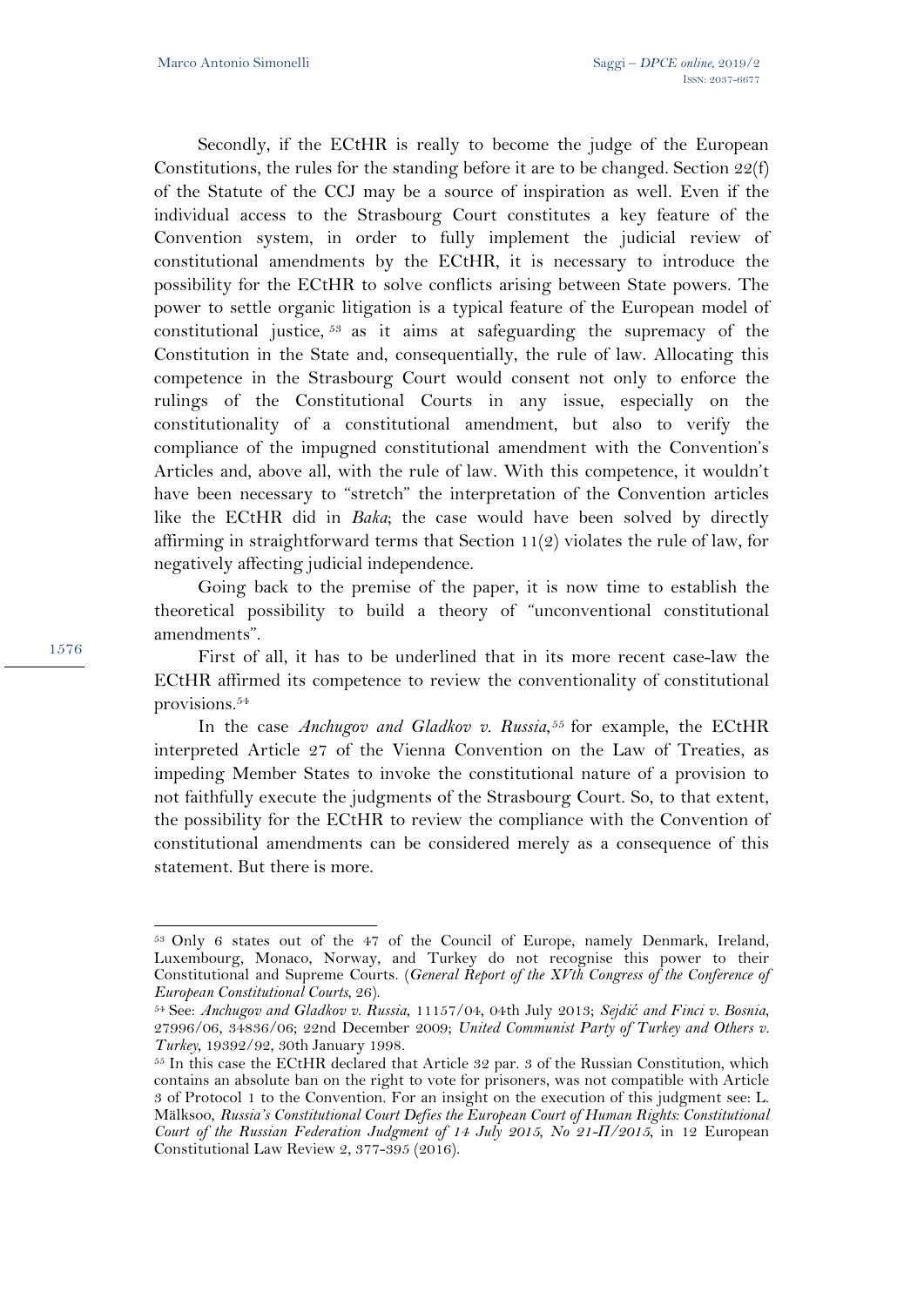Secondly, if the ECtHR is really to become the judge of the European Constitutions, the rules for the standing before it are to be changed. Section 22(f) of the Statute of the CCJ may be a source of inspiration as well. Even if the individual access to the Strasbourg Court constitutes a key feature of the Convention system, in order to fully implement the judicial review of constitutional amendments by the ECtHR, it is necessary to introduce the possibility for the ECtHR to solve conflicts arising between State powers. The power to settle organic litigation is a typical feature of the European model of constitutional justice,[53] as it aims at safeguarding the supremacy of the Constitution in the State and, consequentially, the rule of law. Allocating this competence in the Strasbourg Court would consent not only to enforce the rulings of the Constitutional Courts in any issue, especially on the constitutionality of a constitutional amendment, but also to verify the compliance of the impugned constitutional amendment with the Convention's Articles and, above all, with the rule of law. With this competence, it wouldn't have been necessary to "stretch" the interpretation of the Convention articles like the ECtHR did in *Baka*; the case would have been solved by directly affirming in straightforward terms that Section 11(2) violates the rule of law, for negatively affecting judicial independence.

Going back to the premise of the paper, it is now time to establish the theoretical possibility to build a theory of "unconventional constitutional amendments".

First of all, it has to be underlined that in its more recent case-law the ECtHR affirmed its competence to review the conventionality of constitutional provisions.[54]

In the case *Anchugov and Gladkov v. Russia*,[55] for example, the ECtHR interpreted Article 27 of the Vienna Convention on the Law of Treaties, as impeding Member States to invoke the constitutional nature of a provision to not faithfully execute the judgments of the Strasbourg Court. So, to that extent, the possibility for the ECtHR to review the compliance with the Convention of constitutional amendments can be considered merely as a consequence of this statement. But there is more.

---

[53] Only 6 states out of the 47 of the Council of Europe, namely Denmark, Ireland, Luxembourg, Monaco, Norway, and Turkey do not recognise this power to their Constitutional and Supreme Courts. (*General Report of the XVth Congress of the Conference of European Constitutional Courts*, 26).

[54] See: *Anchugov and Gladkov v. Russia*, 11157/04, 04th July 2013; *Sejdić and Finci v. Bosnia*, 27996/06, 34836/06; 22nd December 2009; *United Communist Party of Turkey and Others v. Turkey*, 19392/92, 30th January 1998.

[55] In this case the ECtHR declared that Article 32 par. 3 of the Russian Constitution, which contains an absolute ban on the right to vote for prisoners, was not compatible with Article 3 of Protocol 1 to the Convention. For an insight on the execution of this judgment see: L. Mälksoo, *Russia's Constitutional Court Defies the European Court of Human Rights: Constitutional Court of the Russian Federation Judgment of 14 July 2015, No 21-П/2015*, in 12 European Constitutional Law Review 2, 377-395 (2016).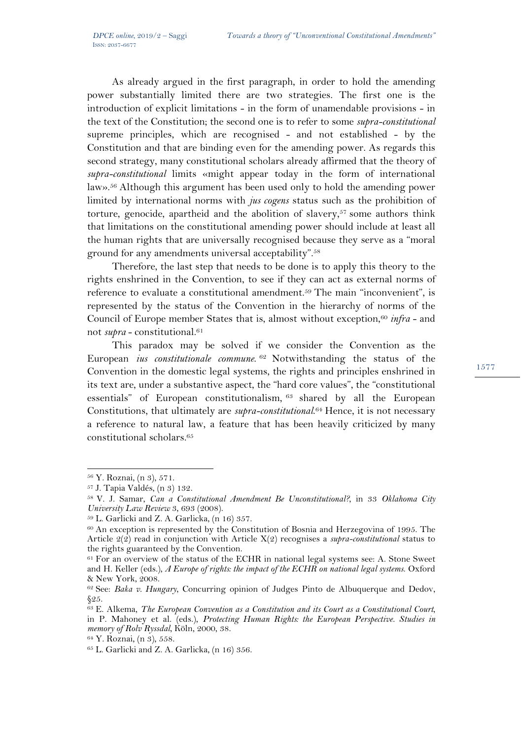As already argued in the first paragraph, in order to hold the amending power substantially limited there are two strategies. The first one is the introduction of explicit limitations - in the form of unamendable provisions - in the text of the Constitution; the second one is to refer to some *supra-constitutional* supreme principles, which are recognised - and not established - by the Constitution and that are binding even for the amending power. As regards this second strategy, many constitutional scholars already affirmed that the theory of *supra-constitutional* limits «might appear today in the form of international law».[56] Although this argument has been used only to hold the amending power limited by international norms with *jus cogens* status such as the prohibition of torture, genocide, apartheid and the abolition of slavery,[57] some authors think that limitations on the constitutional amending power should include at least all the human rights that are universally recognised because they serve as a "moral ground for any amendments universal acceptability".[58]

Therefore, the last step that needs to be done is to apply this theory to the rights enshrined in the Convention, to see if they can act as external norms of reference to evaluate a constitutional amendment.[59] The main "inconvenient", is represented by the status of the Convention in the hierarchy of norms of the Council of Europe member States that is, almost without exception,[60] *infra* - and not *supra* - constitutional.[61]

This paradox may be solved if we consider the Convention as the European *ius constitutionale commune*.[62] Notwithstanding the status of the Convention in the domestic legal systems, the rights and principles enshrined in its text are, under a substantive aspect, the "hard core values", the "constitutional essentials" of European constitutionalism,[63] shared by all the European Constitutions, that ultimately are *supra-constitutional*.[64] Hence, it is not necessary a reference to natural law, a feature that has been heavily criticized by many constitutional scholars.[65]

---

[56] Y. Roznai, (n 3), 571.

[57] J. Tapia Valdés, (n 3) 132.

[58] V. J. Samar, *Can a Constitutional Amendment Be Unconstitutional?*, in 33 *Oklahoma City University Law Review* 3, 693 (2008).

[59] L. Garlicki and Z. A. Garlicka, (n 16) 357.

[60] An exception is represented by the Constitution of Bosnia and Herzegovina of 1995. The Article 2(2) read in conjunction with Article X(2) recognises a *supra-constitutional* status to the rights guaranteed by the Convention.

[61] For an overview of the status of the ECHR in national legal systems see: A. Stone Sweet and H. Keller (eds.), *A Europe of rights: the impact of the ECHR on national legal systems*. Oxford & New York, 2008.

[62] See: *Baka v. Hungary*, Concurring opinion of Judges Pinto de Albuquerque and Dedov, §25.

[63] E. Alkema, *The European Convention as a Constitution and its Court as a Constitutional Court*, in P. Mahoney et al. (eds.), *Protecting Human Rights: the European Perspective. Studies in memory of Rolv Ryssdal*, Köln, 2000, 38.

[64] Y. Roznai, (n 3), 558.

[65] L. Garlicki and Z. A. Garlicka, (n 16) 356.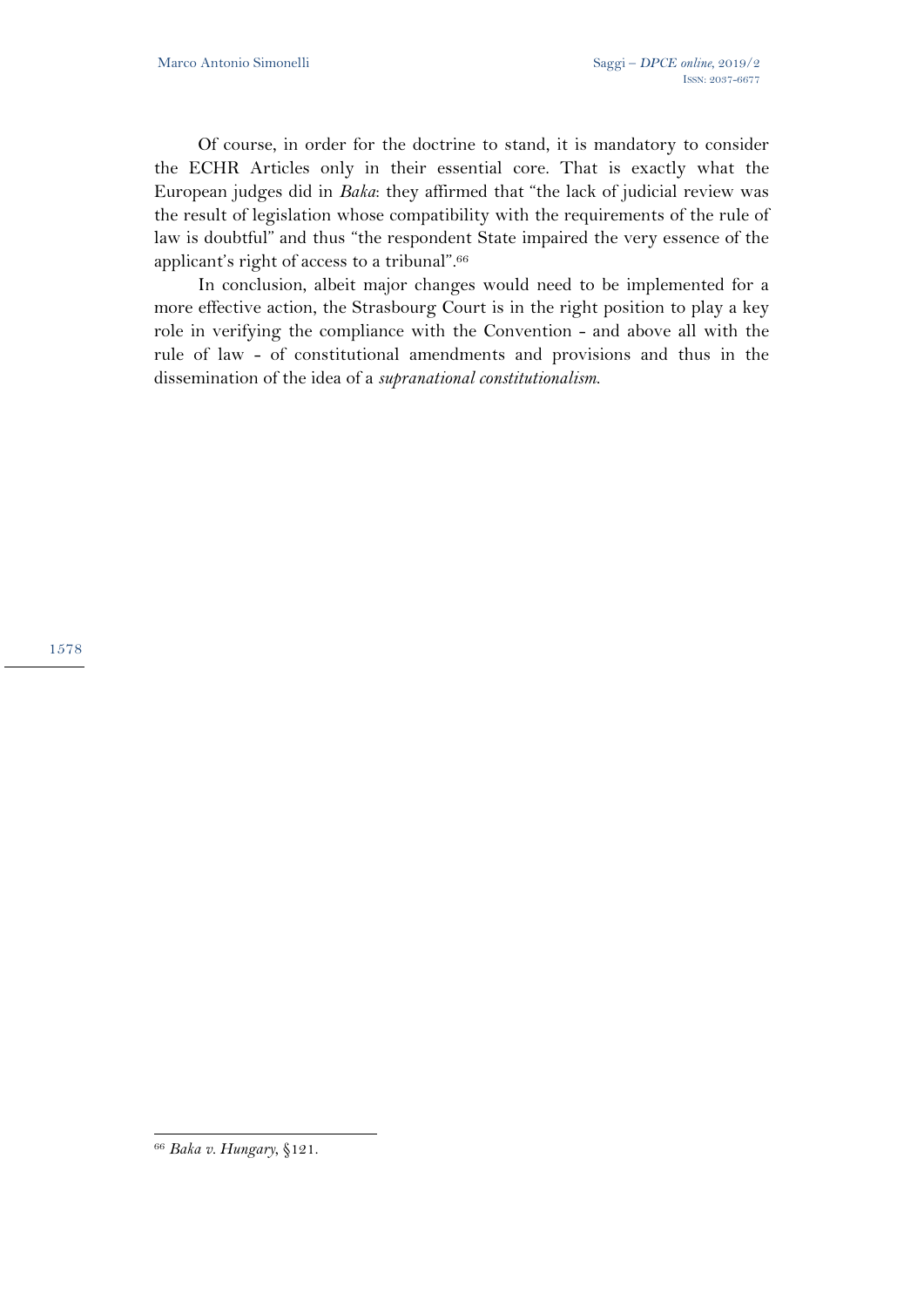Of course, in order for the doctrine to stand, it is mandatory to consider the ECHR Articles only in their essential core. That is exactly what the European judges did in *Baka*: they affirmed that "the lack of judicial review was the result of legislation whose compatibility with the requirements of the rule of law is doubtful" and thus "the respondent State impaired the very essence of the applicant's right of access to a tribunal".[66]

In conclusion, albeit major changes would need to be implemented for a more effective action, the Strasbourg Court is in the right position to play a key role in verifying the compliance with the Convention - and above all with the rule of law - of constitutional amendments and provisions and thus in the dissemination of the idea of a *supranational constitutionalism*.

---

[66] *Baka v. Hungary*, §121.